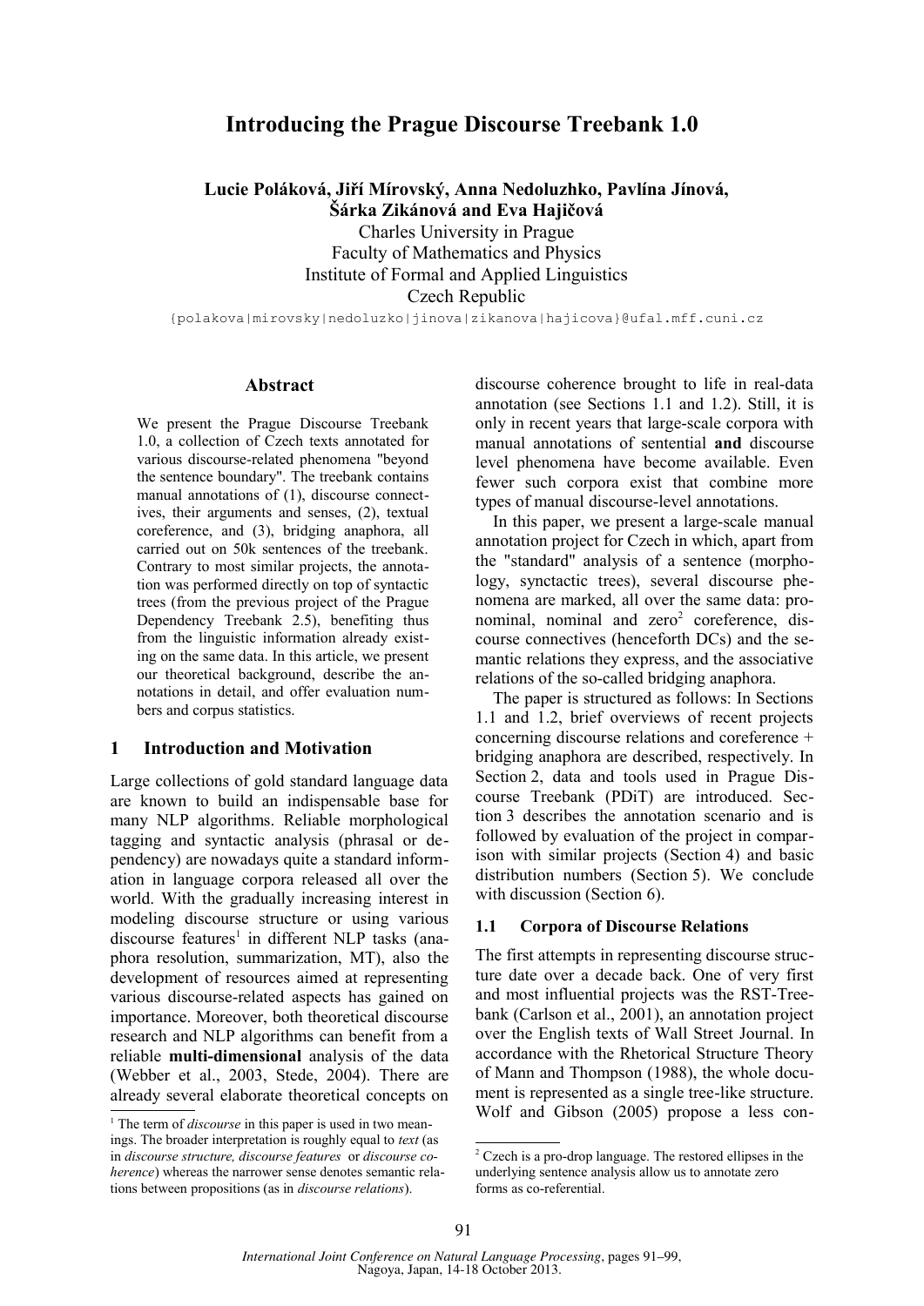# Introducing the Prague Discourse Treebank 1.0

**Lucie Poláková, Jiří Mírovský, Anna Nedoluzhko, Pavlína Jínová, Šárka Zikánová and Eva Hajičová**

Charles University in Prague
Faculty of Mathematics and Physics
Institute of Formal and Applied Linguistics
Czech Republic

{polakova|mirovsky|nedoluzko|jinova|zikanova|hajicova}@ufal.mff.cuni.cz

## Abstract

We present the Prague Discourse Treebank 1.0, a collection of Czech texts annotated for various discourse-related phenomena "beyond the sentence boundary". The treebank contains manual annotations of (1), discourse connectives, their arguments and senses, (2), textual coreference, and (3), bridging anaphora, all carried out on 50k sentences of the treebank. Contrary to most similar projects, the annotation was performed directly on top of syntactic trees (from the previous project of the Prague Dependency Treebank 2.5), benefiting thus from the linguistic information already existing on the same data. In this article, we present our theoretical background, describe the annotations in detail, and offer evaluation numbers and corpus statistics.

## 1 Introduction and Motivation

Large collections of gold standard language data are known to build an indispensable base for many NLP algorithms. Reliable morphological tagging and syntactic analysis (phrasal or dependency) are nowadays quite a standard information in language corpora released all over the world. With the gradually increasing interest in modeling discourse structure or using various discourse features[1] in different NLP tasks (anaphora resolution, summarization, MT), also the development of resources aimed at representing various discourse-related aspects has gained on importance. Moreover, both theoretical discourse research and NLP algorithms can benefit from a reliable **multi-dimensional** analysis of the data (Webber et al., 2003, Stede, 2004). There are already several elaborate theoretical concepts on discourse coherence brought to life in real-data annotation (see Sections 1.1 and 1.2). Still, it is only in recent years that large-scale corpora with manual annotations of sentential **and** discourse level phenomena have become available. Even fewer such corpora exist that combine more types of manual discourse-level annotations.

In this paper, we present a large-scale manual annotation project for Czech in which, apart from the "standard" analysis of a sentence (morphology, synctactic trees), several discourse phenomena are marked, all over the same data: pronominal, nominal and zero[2] coreference, discourse connectives (henceforth DCs) and the semantic relations they express, and the associative relations of the so-called bridging anaphora.

The paper is structured as follows: In Sections 1.1 and 1.2, brief overviews of recent projects concerning discourse relations and coreference + bridging anaphora are described, respectively. In Section 2, data and tools used in Prague Discourse Treebank (PDiT) are introduced. Section 3 describes the annotation scenario and is followed by evaluation of the project in comparison with similar projects (Section 4) and basic distribution numbers (Section 5). We conclude with discussion (Section 6).

### 1.1 Corpora of Discourse Relations

The first attempts in representing discourse structure date over a decade back. One of very first and most influential projects was the RST-Treebank (Carlson et al., 2001), an annotation project over the English texts of Wall Street Journal. In accordance with the Rhetorical Structure Theory of Mann and Thompson (1988), the whole document is represented as a single tree-like structure. Wolf and Gibson (2005) propose a less con-

[1] The term of *discourse* in this paper is used in two meanings. The broader interpretation is roughly equal to *text* (as in *discourse structure, discourse features* or *discourse coherence*) whereas the narrower sense denotes semantic relations between propositions (as in *discourse relations*).

[2] Czech is a pro-drop language. The restored ellipses in the underlying sentence analysis allow us to annotate zero forms as co-referential.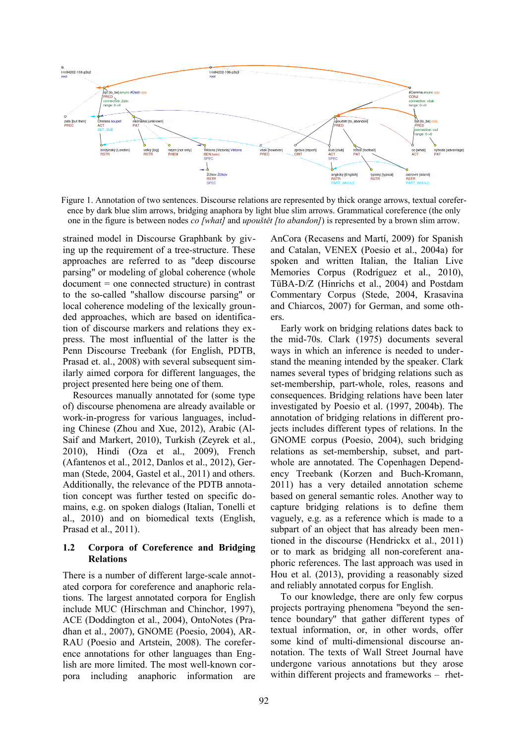Figure 1. Annotation of two sentences. Discourse relations are represented by thick orange arrows, textual coreference by dark blue slim arrows, bridging anaphora by light blue slim arrows. Grammatical coreference (the only one in the figure is between nodes *co [what]* and *upouštět [to abandon]*) is represented by a brown slim arrow.

strained model in Discourse Graphbank by giving up the requirement of a tree-structure. These approaches are referred to as "deep discourse parsing" or modeling of global coherence (whole document = one connected structure) in contrast to the so-called "shallow discourse parsing" or local coherence modeling of the lexically grounded approaches, which are based on identification of discourse markers and relations they express. The most influential of the latter is the Penn Discourse Treebank (for English, PDTB, Prasad et. al., 2008) with several subsequent similarly aimed corpora for different languages, the project presented here being one of them.

Resources manually annotated for (some type of) discourse phenomena are already available or work-in-progress for various languages, including Chinese (Zhou and Xue, 2012), Arabic (Al-Saif and Markert, 2010), Turkish (Zeyrek et al., 2010), Hindi (Oza et al., 2009), French (Afantenos et al., 2012, Danlos et al., 2012), German (Stede, 2004, Gastel et al., 2011) and others. Additionally, the relevance of the PDTB annotation concept was further tested on specific domains, e.g. on spoken dialogs (Italian, Tonelli et al., 2010) and on biomedical texts (English, Prasad et al., 2011).

### 1.2 Corpora of Coreference and Bridging Relations

There is a number of different large-scale annotated corpora for coreference and anaphoric relations. The largest annotated corpora for English include MUC (Hirschman and Chinchor, 1997), ACE (Doddington et al., 2004), OntoNotes (Pradhan et al., 2007), GNOME (Poesio, 2004), ARRAU (Poesio and Artstein, 2008). The coreference annotations for other languages than English are more limited. The most well-known corpora including anaphoric information are AnCora (Recasens and Martí, 2009) for Spanish and Catalan, VENEX (Poesio et al., 2004a) for spoken and written Italian, the Italian Live Memories Corpus (Rodríguez et al., 2010), TüBA-D/Z (Hinrichs et al., 2004) and Postdam Commentary Corpus (Stede, 2004, Krasavina and Chiarcos, 2007) for German, and some others.

Early work on bridging relations dates back to the mid-70s. Clark (1975) documents several ways in which an inference is needed to understand the meaning intended by the speaker. Clark names several types of bridging relations such as set-membership, part-whole, roles, reasons and consequences. Bridging relations have been later investigated by Poesio et al. (1997, 2004b). The annotation of bridging relations in different projects includes different types of relations. In the GNOME corpus (Poesio, 2004), such bridging relations as set-membership, subset, and part-whole are annotated. The Copenhagen Dependency Treebank (Korzen and Buch-Kromann, 2011) has a very detailed annotation scheme based on general semantic roles. Another way to capture bridging relations is to define them vaguely, e.g. as a reference which is made to a subpart of an object that has already been mentioned in the discourse (Hendrickx et al., 2011) or to mark as bridging all non-coreferent anaphoric references. The last approach was used in Hou et al. (2013), providing a reasonably sized and reliably annotated corpus for English.

To our knowledge, there are only few corpus projects portraying phenomena "beyond the sentence boundary" that gather different types of textual information, or, in other words, offer some kind of multi-dimensional discourse annotation. The texts of Wall Street Journal have undergone various annotations but they arose within different projects and frameworks – rhet-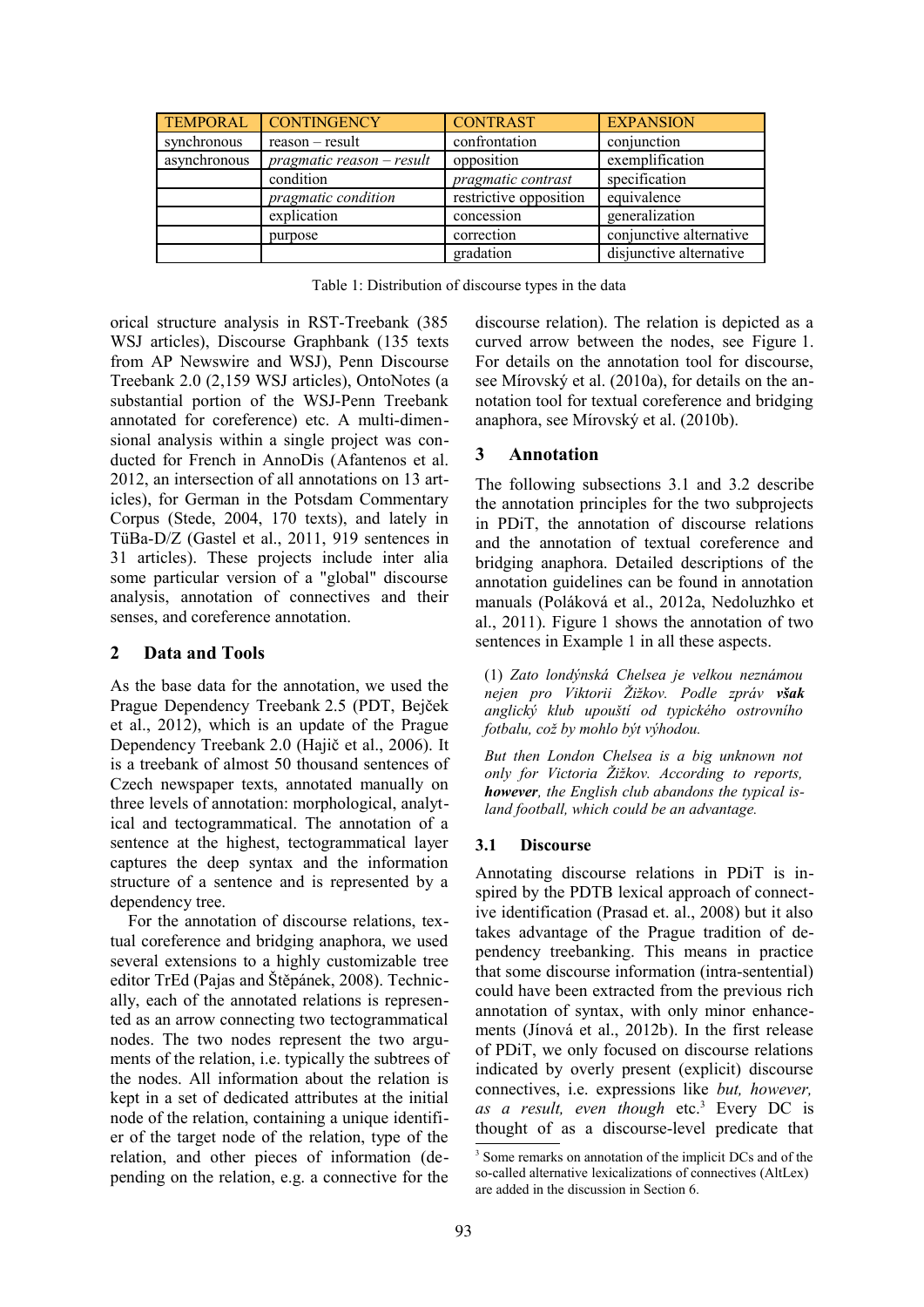| TEMPORAL | CONTINGENCY | CONTRAST | EXPANSION |
|---|---|---|---|
| synchronous | reason – result | confrontation | conjunction |
| asynchronous | *pragmatic reason – result* | opposition | exemplification |
| | condition | *pragmatic contrast* | specification |
| | *pragmatic condition* | restrictive opposition | equivalence |
| | explication | concession | generalization |
| | purpose | correction | conjunctive alternative |
| | | gradation | disjunctive alternative |

Table 1: Distribution of discourse types in the data

orical structure analysis in RST-Treebank (385 WSJ articles), Discourse Graphbank (135 texts from AP Newswire and WSJ), Penn Discourse Treebank 2.0 (2,159 WSJ articles), OntoNotes (a substantial portion of the WSJ-Penn Treebank annotated for coreference) etc. A multi-dimensional analysis within a single project was conducted for French in AnnoDis (Afantenos et al. 2012, an intersection of all annotations on 13 articles), for German in the Potsdam Commentary Corpus (Stede, 2004, 170 texts), and lately in TüBa-D/Z (Gastel et al., 2011, 919 sentences in 31 articles). These projects include inter alia some particular version of a "global" discourse analysis, annotation of connectives and their senses, and coreference annotation.

## 2 Data and Tools

As the base data for the annotation, we used the Prague Dependency Treebank 2.5 (PDT, Bejček et al., 2012), which is an update of the Prague Dependency Treebank 2.0 (Hajič et al., 2006). It is a treebank of almost 50 thousand sentences of Czech newspaper texts, annotated manually on three levels of annotation: morphological, analytical and tectogrammatical. The annotation of a sentence at the highest, tectogrammatical layer captures the deep syntax and the information structure of a sentence and is represented by a dependency tree.

For the annotation of discourse relations, textual coreference and bridging anaphora, we used several extensions to a highly customizable tree editor TrEd (Pajas and Štěpánek, 2008). Technically, each of the annotated relations is represented as an arrow connecting two tectogrammatical nodes. The two nodes represent the two arguments of the relation, i.e. typically the subtrees of the nodes. All information about the relation is kept in a set of dedicated attributes at the initial node of the relation, containing a unique identifier of the target node of the relation, type of the relation, and other pieces of information (depending on the relation, e.g. a connective for the discourse relation). The relation is depicted as a curved arrow between the nodes, see Figure 1. For details on the annotation tool for discourse, see Mírovský et al. (2010a), for details on the annotation tool for textual coreference and bridging anaphora, see Mírovský et al. (2010b).

## 3 Annotation

The following subsections 3.1 and 3.2 describe the annotation principles for the two subprojects in PDiT, the annotation of discourse relations and the annotation of textual coreference and bridging anaphora. Detailed descriptions of the annotation guidelines can be found in annotation manuals (Poláková et al., 2012a, Nedoluzhko et al., 2011). Figure 1 shows the annotation of two sentences in Example 1 in all these aspects.

(1) *Zato londýnská Chelsea je velkou neznámou nejen pro Viktorii Žižkov. Podle zpráv* ***však*** *anglický klub upouští od typického ostrovního fotbalu, což by mohlo být výhodou.*

*But then London Chelsea is a big unknown not only for Victoria Žižkov. According to reports,* ***however****, the English club abandons the typical island football, which could be an advantage.*

### 3.1 Discourse

Annotating discourse relations in PDiT is inspired by the PDTB lexical approach of connective identification (Prasad et. al., 2008) but it also takes advantage of the Prague tradition of dependency treebanking. This means in practice that some discourse information (intra-sentential) could have been extracted from the previous rich annotation of syntax, with only minor enhancements (Jínová et al., 2012b). In the first release of PDiT, we only focused on discourse relations indicated by overly present (explicit) discourse connectives, i.e. expressions like *but, however, as a result, even though* etc.[3] Every DC is thought of as a discourse-level predicate that

[3] Some remarks on annotation of the implicit DCs and of the so-called alternative lexicalizations of connectives (AltLex) are added in the discussion in Section 6.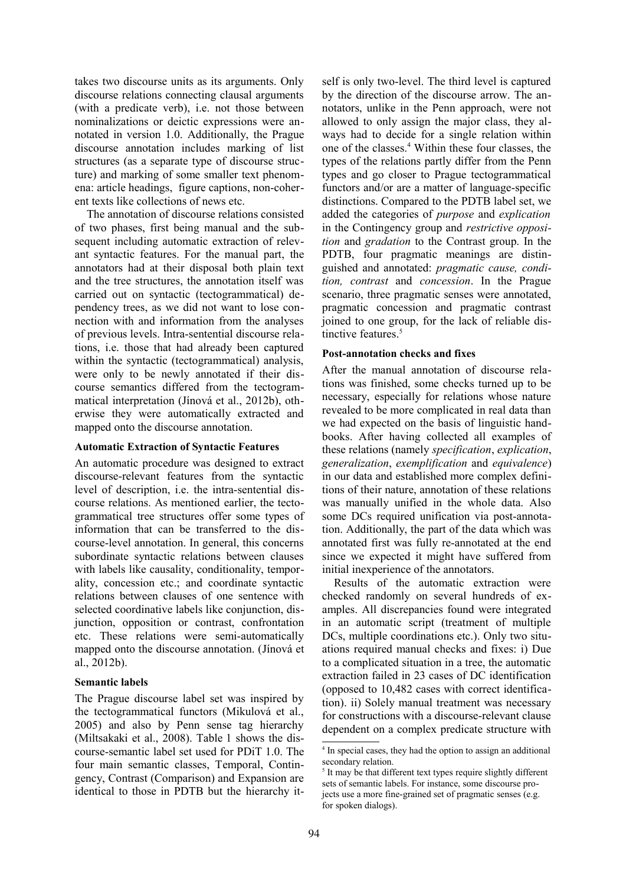takes two discourse units as its arguments. Only discourse relations connecting clausal arguments (with a predicate verb), i.e. not those between nominalizations or deictic expressions were annotated in version 1.0. Additionally, the Prague discourse annotation includes marking of list structures (as a separate type of discourse structure) and marking of some smaller text phenomena: article headings, figure captions, non-coherent texts like collections of news etc.

The annotation of discourse relations consisted of two phases, first being manual and the subsequent including automatic extraction of relevant syntactic features. For the manual part, the annotators had at their disposal both plain text and the tree structures, the annotation itself was carried out on syntactic (tectogrammatical) dependency trees, as we did not want to lose connection with and information from the analyses of previous levels. Intra-sentential discourse relations, i.e. those that had already been captured within the syntactic (tectogrammatical) analysis, were only to be newly annotated if their discourse semantics differed from the tectogrammatical interpretation (Jínová et al., 2012b), otherwise they were automatically extracted and mapped onto the discourse annotation.

**Automatic Extraction of Syntactic Features**

An automatic procedure was designed to extract discourse-relevant features from the syntactic level of description, i.e. the intra-sentential discourse relations. As mentioned earlier, the tectogrammatical tree structures offer some types of information that can be transferred to the discourse-level annotation. In general, this concerns subordinate syntactic relations between clauses with labels like causality, conditionality, temporality, concession etc.; and coordinate syntactic relations between clauses of one sentence with selected coordinative labels like conjunction, disjunction, opposition or contrast, confrontation etc. These relations were semi-automatically mapped onto the discourse annotation. (Jínová et al., 2012b).

**Semantic labels**

The Prague discourse label set was inspired by the tectogrammatical functors (Mikulová et al., 2005) and also by Penn sense tag hierarchy (Miltsakaki et al., 2008). Table 1 shows the discourse-semantic label set used for PDiT 1.0. The four main semantic classes, Temporal, Contingency, Contrast (Comparison) and Expansion are identical to those in PDTB but the hierarchy itself is only two-level. The third level is captured by the direction of the discourse arrow. The annotators, unlike in the Penn approach, were not allowed to only assign the major class, they always had to decide for a single relation within one of the classes.[4] Within these four classes, the types of the relations partly differ from the Penn types and go closer to Prague tectogrammatical functors and/or are a matter of language-specific distinctions. Compared to the PDTB label set, we added the categories of *purpose* and *explication* in the Contingency group and *restrictive opposition* and *gradation* to the Contrast group. In the PDTB, four pragmatic meanings are distinguished and annotated: *pragmatic cause, condition, contrast* and *concession*. In the Prague scenario, three pragmatic senses were annotated, pragmatic concession and pragmatic contrast joined to one group, for the lack of reliable distinctive features.[5]

**Post-annotation checks and fixes**

After the manual annotation of discourse relations was finished, some checks turned up to be necessary, especially for relations whose nature revealed to be more complicated in real data than we had expected on the basis of linguistic handbooks. After having collected all examples of these relations (namely *specification*, *explication*, *generalization*, *exemplification* and *equivalence*) in our data and established more complex definitions of their nature, annotation of these relations was manually unified in the whole data. Also some DCs required unification via post-annotation. Additionally, the part of the data which was annotated first was fully re-annotated at the end since we expected it might have suffered from initial inexperience of the annotators.

Results of the automatic extraction were checked randomly on several hundreds of examples. All discrepancies found were integrated in an automatic script (treatment of multiple DCs, multiple coordinations etc.). Only two situations required manual checks and fixes: i) Due to a complicated situation in a tree, the automatic extraction failed in 23 cases of DC identification (opposed to 10,482 cases with correct identification). ii) Solely manual treatment was necessary for constructions with a discourse-relevant clause dependent on a complex predicate structure with

[4] In special cases, they had the option to assign an additional secondary relation.

[5] It may be that different text types require slightly different sets of semantic labels. For instance, some discourse projects use a more fine-grained set of pragmatic senses (e.g. for spoken dialogs).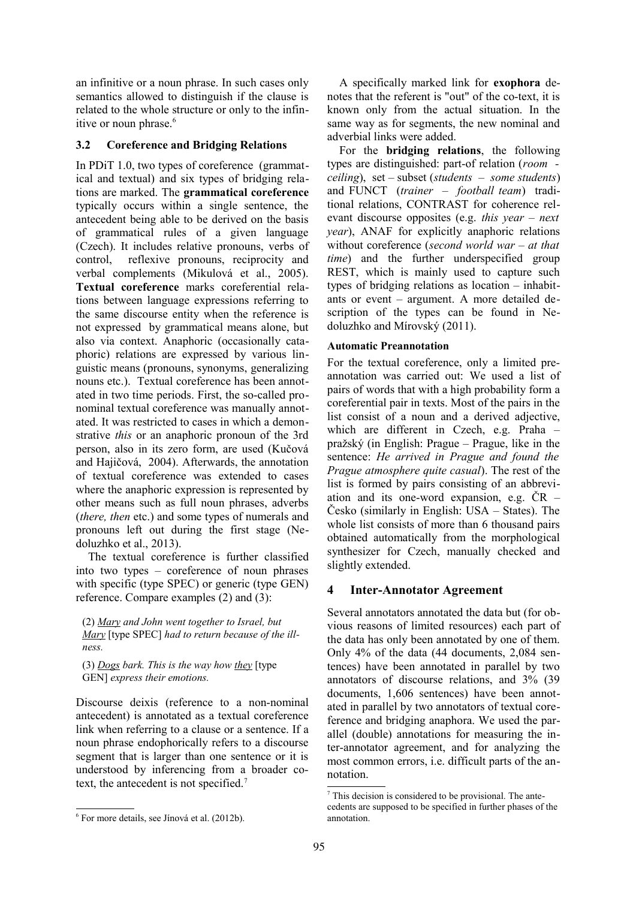an infinitive or a noun phrase. In such cases only semantics allowed to distinguish if the clause is related to the whole structure or only to the infinitive or noun phrase.[6]

### 3.2 Coreference and Bridging Relations

In PDiT 1.0, two types of coreference (grammatical and textual) and six types of bridging relations are marked. The **grammatical coreference** typically occurs within a single sentence, the antecedent being able to be derived on the basis of grammatical rules of a given language (Czech). It includes relative pronouns, verbs of control, reflexive pronouns, reciprocity and verbal complements (Mikulová et al., 2005). **Textual coreference** marks coreferential relations between language expressions referring to the same discourse entity when the reference is not expressed by grammatical means alone, but also via context. Anaphoric (occasionally cataphoric) relations are expressed by various linguistic means (pronouns, synonyms, generalizing nouns etc.). Textual coreference has been annotated in two time periods. First, the so-called pronominal textual coreference was manually annotated. It was restricted to cases in which a demonstrative *this* or an anaphoric pronoun of the 3rd person, also in its zero form, are used (Kučová and Hajičová, 2004). Afterwards, the annotation of textual coreference was extended to cases where the anaphoric expression is represented by other means such as full noun phrases, adverbs (*there, then* etc.) and some types of numerals and pronouns left out during the first stage (Nedoluzhko et al., 2013).

The textual coreference is further classified into two types – coreference of noun phrases with specific (type SPEC) or generic (type GEN) reference. Compare examples (2) and (3):

(2) *Mary and John went together to Israel, but Mary* [type SPEC] *had to return because of the illness.*

(3) *Dogs bark. This is the way how they* [type GEN] *express their emotions.*

Discourse deixis (reference to a non-nominal antecedent) is annotated as a textual coreference link when referring to a clause or a sentence. If a noun phrase endophorically refers to a discourse segment that is larger than one sentence or it is understood by inferencing from a broader co-text, the antecedent is not specified.[7]

A specifically marked link for **exophora** denotes that the referent is "out" of the co-text, it is known only from the actual situation. In the same way as for segments, the new nominal and adverbial links were added.

For the **bridging relations**, the following types are distinguished: part-of relation (*room - ceiling*), set – subset (*students – some students*) and FUNCT (*trainer – football team*) traditional relations, CONTRAST for coherence relevant discourse opposites (e.g. *this year – next year*), ANAF for explicitly anaphoric relations without coreference (*second world war – at that time*) and the further underspecified group REST, which is mainly used to capture such types of bridging relations as location – inhabitants or event – argument. A more detailed description of the types can be found in Nedoluzhko and Mírovský (2011).

#### Automatic Preannotation

For the textual coreference, only a limited preannotation was carried out: We used a list of pairs of words that with a high probability form a coreferential pair in texts. Most of the pairs in the list consist of a noun and a derived adjective, which are different in Czech, e.g. Praha – pražský (in English: Prague – Prague, like in the sentence: *He arrived in Prague and found the Prague atmosphere quite casual*). The rest of the list is formed by pairs consisting of an abbreviation and its one-word expansion, e.g. ČR – Česko (similarly in English: USA – States). The whole list consists of more than 6 thousand pairs obtained automatically from the morphological synthesizer for Czech, manually checked and slightly extended.

## 4 Inter-Annotator Agreement

Several annotators annotated the data but (for obvious reasons of limited resources) each part of the data has only been annotated by one of them. Only 4% of the data (44 documents, 2,084 sentences) have been annotated in parallel by two annotators of discourse relations, and 3% (39 documents, 1,606 sentences) have been annotated in parallel by two annotators of textual coreference and bridging anaphora. We used the parallel (double) annotations for measuring the inter-annotator agreement, and for analyzing the most common errors, i.e. difficult parts of the annotation.

[6] For more details, see Jínová et al. (2012b).

[7] This decision is considered to be provisional. The antecedents are supposed to be specified in further phases of the annotation.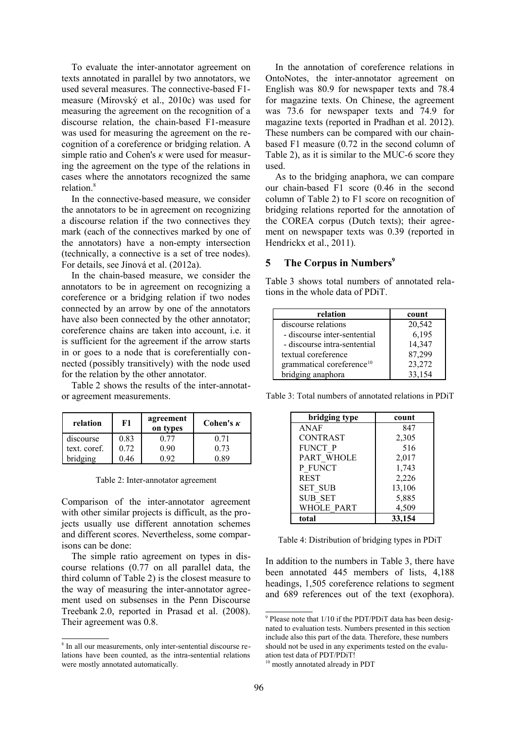To evaluate the inter-annotator agreement on texts annotated in parallel by two annotators, we used several measures. The connective-based F1-measure (Mírovský et al., 2010c) was used for measuring the agreement on the recognition of a discourse relation, the chain-based F1-measure was used for measuring the agreement on the recognition of a coreference or bridging relation. A simple ratio and Cohen's $\kappa$ were used for measuring the agreement on the type of the relations in cases where the annotators recognized the same relation.[8]

In the connective-based measure, we consider the annotators to be in agreement on recognizing a discourse relation if the two connectives they mark (each of the connectives marked by one of the annotators) have a non-empty intersection (technically, a connective is a set of tree nodes). For details, see Jínová et al. (2012a).

In the chain-based measure, we consider the annotators to be in agreement on recognizing a coreference or a bridging relation if two nodes connected by an arrow by one of the annotators have also been connected by the other annotator; coreference chains are taken into account, i.e. it is sufficient for the agreement if the arrow starts in or goes to a node that is coreferentially connected (possibly transitively) with the node used for the relation by the other annotator.

Table 2 shows the results of the inter-annotator agreement measurements.

| relation | F1 | agreement on types | Cohen's $\kappa$ |
|---|---|---|---|
| discourse | 0.83 | 0.77 | 0.71 |
| text. coref. | 0.72 | 0.90 | 0.73 |
| bridging | 0.46 | 0.92 | 0.89 |

Table 2: Inter-annotator agreement

Comparison of the inter-annotator agreement with other similar projects is difficult, as the projects usually use different annotation schemes and different scores. Nevertheless, some comparisons can be done:

The simple ratio agreement on types in discourse relations (0.77 on all parallel data, the third column of Table 2) is the closest measure to the way of measuring the inter-annotator agreement used on subsenses in the Penn Discourse Treebank 2.0, reported in Prasad et al. (2008). Their agreement was 0.8.

In the annotation of coreference relations in OntoNotes, the inter-annotator agreement on English was 80.9 for newspaper texts and 78.4 for magazine texts. On Chinese, the agreement was 73.6 for newspaper texts and 74.9 for magazine texts (reported in Pradhan et al. 2012). These numbers can be compared with our chain-based F1 measure (0.72 in the second column of Table 2), as it is similar to the MUC-6 score they used.

As to the bridging anaphora, we can compare our chain-based F1 score (0.46 in the second column of Table 2) to F1 score on recognition of bridging relations reported for the annotation of the COREA corpus (Dutch texts); their agreement on newspaper texts was 0.39 (reported in Hendrickx et al., 2011).

## 5 The Corpus in Numbers[9]

Table 3 shows total numbers of annotated relations in the whole data of PDiT.

| relation | count |
|---|---|
| discourse relations | 20,542 |
| - discourse inter-sentential | 6,195 |
| - discourse intra-sentential | 14,347 |
| textual coreference | 87,299 |
| grammatical coreference[10] | 23,272 |
| bridging anaphora | 33,154 |

Table 3: Total numbers of annotated relations in PDiT

| bridging type | count |
|---|---|
| ANAF | 847 |
| CONTRAST | 2,305 |
| FUNCT_P | 516 |
| PART_WHOLE | 2,017 |
| P_FUNCT | 1,743 |
| REST | 2,226 |
| SET_SUB | 13,106 |
| SUB_SET | 5,885 |
| WHOLE_PART | 4,509 |
| **total** | **33,154** |

Table 4: Distribution of bridging types in PDiT

In addition to the numbers in Table 3, there have been annotated 445 members of lists, 4,188 headings, 1,505 coreference relations to segment and 689 references out of the text (exophora).

[8] In all our measurements, only inter-sentential discourse relations have been counted, as the intra-sentential relations were mostly annotated automatically.

[9] Please note that 1/10 if the PDT/PDiT data has been designated to evaluation tests. Numbers presented in this section include also this part of the data. Therefore, these numbers should not be used in any experiments tested on the evaluation test data of PDT/PDiT!

[10] mostly annotated already in PDT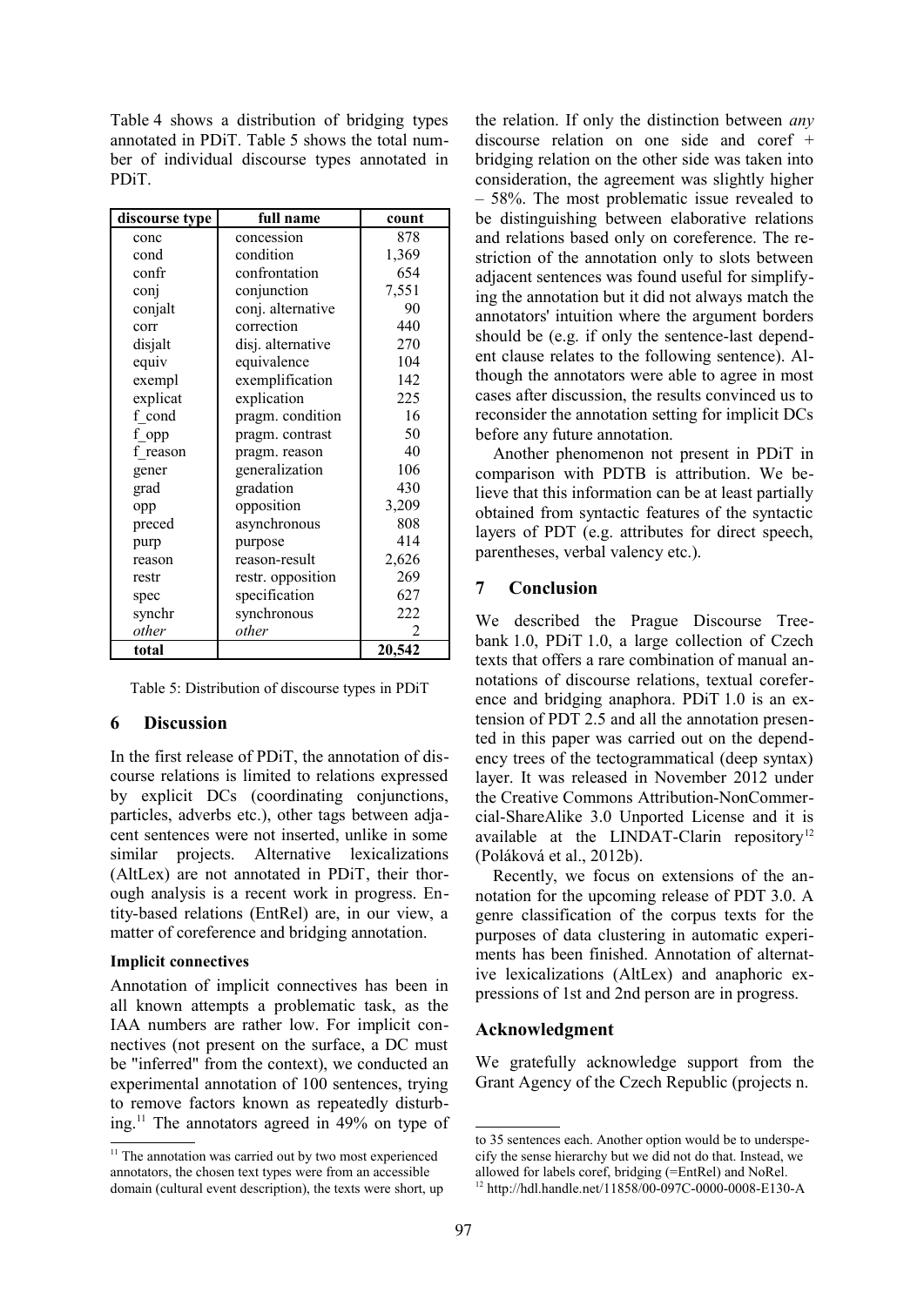Table 4 shows a distribution of bridging types annotated in PDiT. Table 5 shows the total number of individual discourse types annotated in PDiT.

| discourse type | full name | count |
|---|---|---|
| conc | concession | 878 |
| cond | condition | 1,369 |
| confr | confrontation | 654 |
| conj | conjunction | 7,551 |
| conjalt | conj. alternative | 90 |
| corr | correction | 440 |
| disjalt | disj. alternative | 270 |
| equiv | equivalence | 104 |
| exempl | exemplification | 142 |
| explicat | explication | 225 |
| f_cond | pragm. condition | 16 |
| f_opp | pragm. contrast | 50 |
| f_reason | pragm. reason | 40 |
| gener | generalization | 106 |
| grad | gradation | 430 |
| opp | opposition | 3,209 |
| preced | asynchronous | 808 |
| purp | purpose | 414 |
| reason | reason-result | 2,626 |
| restr | restr. opposition | 269 |
| spec | specification | 627 |
| synchr | synchronous | 222 |
| *other* | *other* | 2 |
| **total** | | **20,542** |

Table 5: Distribution of discourse types in PDiT

## 6 Discussion

In the first release of PDiT, the annotation of discourse relations is limited to relations expressed by explicit DCs (coordinating conjunctions, particles, adverbs etc.), other tags between adjacent sentences were not inserted, unlike in some similar projects. Alternative lexicalizations (AltLex) are not annotated in PDiT, their thorough analysis is a recent work in progress. Entity-based relations (EntRel) are, in our view, a matter of coreference and bridging annotation.

### Implicit connectives

Annotation of implicit connectives has been in all known attempts a problematic task, as the IAA numbers are rather low. For implicit connectives (not present on the surface, a DC must be "inferred" from the context), we conducted an experimental annotation of 100 sentences, trying to remove factors known as repeatedly disturbing.[11] The annotators agreed in 49% on type of the relation. If only the distinction between *any* discourse relation on one side and coref + bridging relation on the other side was taken into consideration, the agreement was slightly higher – 58%. The most problematic issue revealed to be distinguishing between elaborative relations and relations based only on coreference. The restriction of the annotation only to slots between adjacent sentences was found useful for simplifying the annotation but it did not always match the annotators' intuition where the argument borders should be (e.g. if only the sentence-last dependent clause relates to the following sentence). Although the annotators were able to agree in most cases after discussion, the results convinced us to reconsider the annotation setting for implicit DCs before any future annotation.

Another phenomenon not present in PDiT in comparison with PDTB is attribution. We believe that this information can be at least partially obtained from syntactic features of the syntactic layers of PDT (e.g. attributes for direct speech, parentheses, verbal valency etc.).

## 7 Conclusion

We described the Prague Discourse Treebank 1.0, PDiT 1.0, a large collection of Czech texts that offers a rare combination of manual annotations of discourse relations, textual coreference and bridging anaphora. PDiT 1.0 is an extension of PDT 2.5 and all the annotation presented in this paper was carried out on the dependency trees of the tectogrammatical (deep syntax) layer. It was released in November 2012 under the Creative Commons Attribution-NonCommercial-ShareAlike 3.0 Unported License and it is available at the LINDAT-Clarin repository[12] (Poláková et al., 2012b).

Recently, we focus on extensions of the annotation for the upcoming release of PDT 3.0. A genre classification of the corpus texts for the purposes of data clustering in automatic experiments has been finished. Annotation of alternative lexicalizations (AltLex) and anaphoric expressions of 1st and 2nd person are in progress.

## Acknowledgment

We gratefully acknowledge support from the Grant Agency of the Czech Republic (projects n.

---

[11] The annotation was carried out by two most experienced annotators, the chosen text types were from an accessible domain (cultural event description), the texts were short, up to 35 sentences each. Another option would be to underspecify the sense hierarchy but we did not do that. Instead, we allowed for labels coref, bridging (=EntRel) and NoRel.

[12] http://hdl.handle.net/11858/00-097C-0000-0008-E130-A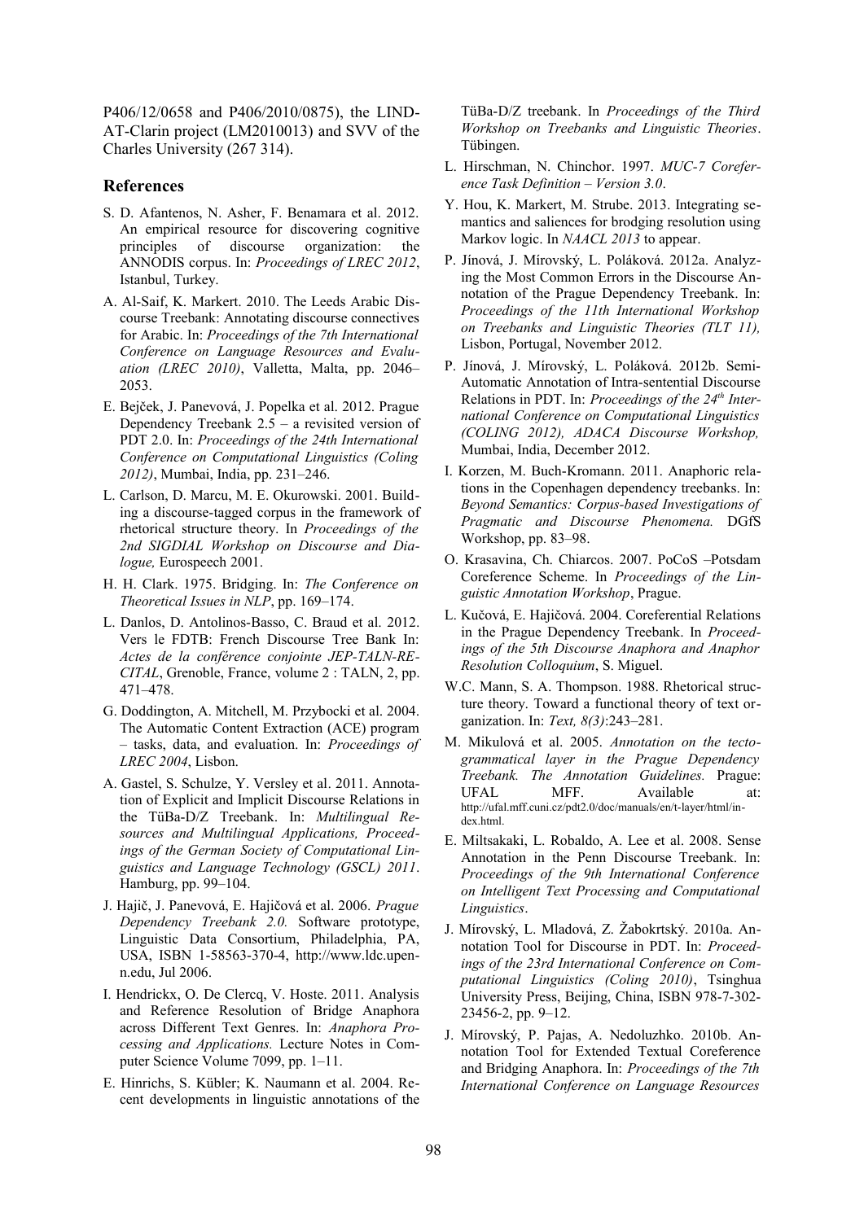P406/12/0658 and P406/2010/0875), the LINDAT-Clarin project (LM2010013) and SVV of the Charles University (267 314).

## References

S. D. Afantenos, N. Asher, F. Benamara et al. 2012. An empirical resource for discovering cognitive principles of discourse organization: the ANNODIS corpus. In: *Proceedings of LREC 2012*, Istanbul, Turkey.

A. Al-Saif, K. Markert. 2010. The Leeds Arabic Discourse Treebank: Annotating discourse connectives for Arabic. In: *Proceedings of the 7th International Conference on Language Resources and Evaluation (LREC 2010)*, Valletta, Malta, pp. 2046–2053.

E. Bejček, J. Panevová, J. Popelka et al. 2012. Prague Dependency Treebank 2.5 – a revisited version of PDT 2.0. In: *Proceedings of the 24th International Conference on Computational Linguistics (Coling 2012)*, Mumbai, India, pp. 231–246.

L. Carlson, D. Marcu, M. E. Okurowski. 2001. Building a discourse-tagged corpus in the framework of rhetorical structure theory. In *Proceedings of the 2nd SIGDIAL Workshop on Discourse and Dialogue,* Eurospeech 2001.

H. H. Clark. 1975. Bridging. In: *The Conference on Theoretical Issues in NLP*, pp. 169–174.

L. Danlos, D. Antolinos-Basso, C. Braud et al. 2012. Vers le FDTB: French Discourse Tree Bank In: *Actes de la conférence conjointe JEP-TALN-RECITAL*, Grenoble, France, volume 2 : TALN, 2, pp. 471–478.

G. Doddington, A. Mitchell, M. Przybocki et al. 2004. The Automatic Content Extraction (ACE) program – tasks, data, and evaluation. In: *Proceedings of LREC 2004*, Lisbon.

A. Gastel, S. Schulze, Y. Versley et al. 2011. Annotation of Explicit and Implicit Discourse Relations in the TüBa-D/Z Treebank. In: *Multilingual Resources and Multilingual Applications, Proceedings of the German Society of Computational Linguistics and Language Technology (GSCL) 2011*. Hamburg, pp. 99–104.

J. Hajič, J. Panevová, E. Hajičová et al. 2006. *Prague Dependency Treebank 2.0.* Software prototype, Linguistic Data Consortium, Philadelphia, PA, USA, ISBN 1-58563-370-4, http://www.ldc.upenn.edu, Jul 2006.

I. Hendrickx, O. De Clercq, V. Hoste. 2011. Analysis and Reference Resolution of Bridge Anaphora across Different Text Genres. In: *Anaphora Processing and Applications.* Lecture Notes in Computer Science Volume 7099, pp. 1–11.

E. Hinrichs, S. Kübler; K. Naumann et al. 2004. Recent developments in linguistic annotations of the TüBa-D/Z treebank. In *Proceedings of the Third Workshop on Treebanks and Linguistic Theories*. Tübingen.

L. Hirschman, N. Chinchor. 1997. *MUC-7 Coreference Task Definition – Version 3.0*.

Y. Hou, K. Markert, M. Strube. 2013. Integrating semantics and saliences for brodging resolution using Markov logic. In *NAACL 2013* to appear.

P. Jínová, J. Mírovský, L. Poláková. 2012a. Analyzing the Most Common Errors in the Discourse Annotation of the Prague Dependency Treebank. In: *Proceedings of the 11th International Workshop on Treebanks and Linguistic Theories (TLT 11),* Lisbon, Portugal, November 2012.

P. Jínová, J. Mírovský, L. Poláková. 2012b. Semi-Automatic Annotation of Intra-sentential Discourse Relations in PDT. In: *Proceedings of the 24th International Conference on Computational Linguistics (COLING 2012), ADACA Discourse Workshop,* Mumbai, India, December 2012.

I. Korzen, M. Buch-Kromann. 2011. Anaphoric relations in the Copenhagen dependency treebanks. In: *Beyond Semantics: Corpus-based Investigations of Pragmatic and Discourse Phenomena.* DGfS Workshop, pp. 83–98.

O. Krasavina, Ch. Chiarcos. 2007. PoCoS –Potsdam Coreference Scheme. In *Proceedings of the Linguistic Annotation Workshop*, Prague.

L. Kučová, E. Hajičová. 2004. Coreferential Relations in the Prague Dependency Treebank. In *Proceedings of the 5th Discourse Anaphora and Anaphor Resolution Colloquium*, S. Miguel.

W.C. Mann, S. A. Thompson. 1988. Rhetorical structure theory. Toward a functional theory of text organization. In: *Text, 8(3)*:243–281.

M. Mikulová et al. 2005. *Annotation on the tectogrammatical layer in the Prague Dependency Treebank. The Annotation Guidelines.* Prague: UFAL MFF. Available at: http://ufal.mff.cuni.cz/pdt2.0/doc/manuals/en/t-layer/html/index.html.

E. Miltsakaki, L. Robaldo, A. Lee et al. 2008. Sense Annotation in the Penn Discourse Treebank. In: *Proceedings of the 9th International Conference on Intelligent Text Processing and Computational Linguistics*.

J. Mírovský, L. Mladová, Z. Žabokrtský. 2010a. Annotation Tool for Discourse in PDT. In: *Proceedings of the 23rd International Conference on Computational Linguistics (Coling 2010)*, Tsinghua University Press, Beijing, China, ISBN 978-7-302-23456-2, pp. 9–12.

J. Mírovský, P. Pajas, A. Nedoluzhko. 2010b. Annotation Tool for Extended Textual Coreference and Bridging Anaphora. In: *Proceedings of the 7th International Conference on Language Resources*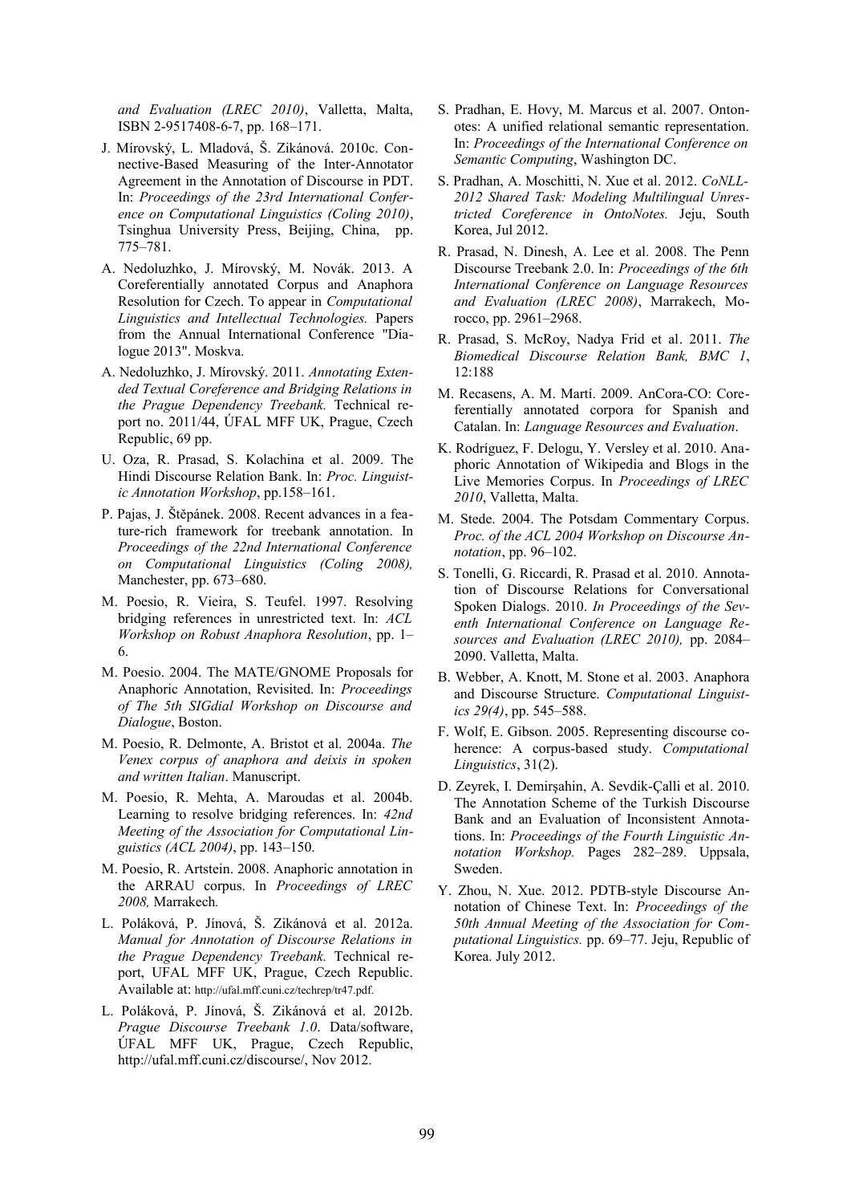*and Evaluation (LREC 2010)*, Valletta, Malta, ISBN 2-9517408-6-7, pp. 168–171.

J. Mírovský, L. Mladová, Š. Zikánová. 2010c. Connective-Based Measuring of the Inter-Annotator Agreement in the Annotation of Discourse in PDT. In: *Proceedings of the 23rd International Conference on Computational Linguistics (Coling 2010)*, Tsinghua University Press, Beijing, China, pp. 775–781.

A. Nedoluzhko, J. Mírovský, M. Novák. 2013. A Coreferentially annotated Corpus and Anaphora Resolution for Czech. To appear in *Computational Linguistics and Intellectual Technologies.* Papers from the Annual International Conference "Dialogue 2013". Moskva.

A. Nedoluzhko, J. Mírovský. 2011. *Annotating Extended Textual Coreference and Bridging Relations in the Prague Dependency Treebank.* Technical report no. 2011/44, ÚFAL MFF UK, Prague, Czech Republic, 69 pp.

U. Oza, R. Prasad, S. Kolachina et al. 2009. The Hindi Discourse Relation Bank. In: *Proc. Linguistic Annotation Workshop*, pp.158–161.

P. Pajas, J. Štěpánek. 2008. Recent advances in a feature-rich framework for treebank annotation. In *Proceedings of the 22nd International Conference on Computational Linguistics (Coling 2008),* Manchester, pp. 673–680.

M. Poesio, R. Vieira, S. Teufel. 1997. Resolving bridging references in unrestricted text. In: *ACL Workshop on Robust Anaphora Resolution*, pp. 1–6.

M. Poesio. 2004. The MATE/GNOME Proposals for Anaphoric Annotation, Revisited. In: *Proceedings of The 5th SIGdial Workshop on Discourse and Dialogue*, Boston.

M. Poesio, R. Delmonte, A. Bristot et al. 2004a. *The Venex corpus of anaphora and deixis in spoken and written Italian*. Manuscript.

M. Poesio, R. Mehta, A. Maroudas et al. 2004b. Learning to resolve bridging references. In: *42nd Meeting of the Association for Computational Linguistics (ACL 2004)*, pp. 143–150.

M. Poesio, R. Artstein. 2008. Anaphoric annotation in the ARRAU corpus. In *Proceedings of LREC 2008,* Marrakech*.*

L. Poláková, P. Jínová, Š. Zikánová et al. 2012a. *Manual for Annotation of Discourse Relations in the Prague Dependency Treebank.* Technical report, UFAL MFF UK, Prague, Czech Republic. Available at: http://ufal.mff.cuni.cz/techrep/tr47.pdf.

L. Poláková, P. Jínová, Š. Zikánová et al. 2012b. *Prague Discourse Treebank 1.0*. Data/software, ÚFAL MFF UK, Prague, Czech Republic, http://ufal.mff.cuni.cz/discourse/, Nov 2012.

S. Pradhan, E. Hovy, M. Marcus et al. 2007. Ontonotes: A unified relational semantic representation. In: *Proceedings of the International Conference on Semantic Computing*, Washington DC.

S. Pradhan, A. Moschitti, N. Xue et al. 2012. *CoNLL-2012 Shared Task: Modeling Multilingual Unrestricted Coreference in OntoNotes.* Jeju, South Korea, Jul 2012.

R. Prasad, N. Dinesh, A. Lee et al. 2008. The Penn Discourse Treebank 2.0. In: *Proceedings of the 6th International Conference on Language Resources and Evaluation (LREC 2008)*, Marrakech, Morocco, pp. 2961–2968.

R. Prasad, S. McRoy, Nadya Frid et al. 2011. *The Biomedical Discourse Relation Bank, BMC 1*, 12:188

M. Recasens, A. M. Martí. 2009. AnCora-CO: Coreferentially annotated corpora for Spanish and Catalan. In: *Language Resources and Evaluation*.

K. Rodríguez, F. Delogu, Y. Versley et al. 2010. Anaphoric Annotation of Wikipedia and Blogs in the Live Memories Corpus. In *Proceedings of LREC 2010*, Valletta, Malta.

M. Stede. 2004. The Potsdam Commentary Corpus. *Proc. of the ACL 2004 Workshop on Discourse Annotation*, pp. 96–102.

S. Tonelli, G. Riccardi, R. Prasad et al. 2010. Annotation of Discourse Relations for Conversational Spoken Dialogs. 2010. *In Proceedings of the Seventh International Conference on Language Resources and Evaluation (LREC 2010),* pp. 2084–2090. Valletta, Malta.

B. Webber, A. Knott, M. Stone et al. 2003. Anaphora and Discourse Structure. *Computational Linguistics 29(4)*, pp. 545–588.

F. Wolf, E. Gibson. 2005. Representing discourse coherence: A corpus-based study. *Computational Linguistics*, 31(2).

D. Zeyrek, I. Demirşahin, A. Sevdik-Çalli et al. 2010. The Annotation Scheme of the Turkish Discourse Bank and an Evaluation of Inconsistent Annotations. In: *Proceedings of the Fourth Linguistic Annotation Workshop.* Pages 282–289. Uppsala, Sweden.

Y. Zhou, N. Xue. 2012. PDTB-style Discourse Annotation of Chinese Text. In: *Proceedings of the 50th Annual Meeting of the Association for Computational Linguistics.* pp. 69–77. Jeju, Republic of Korea. July 2012.